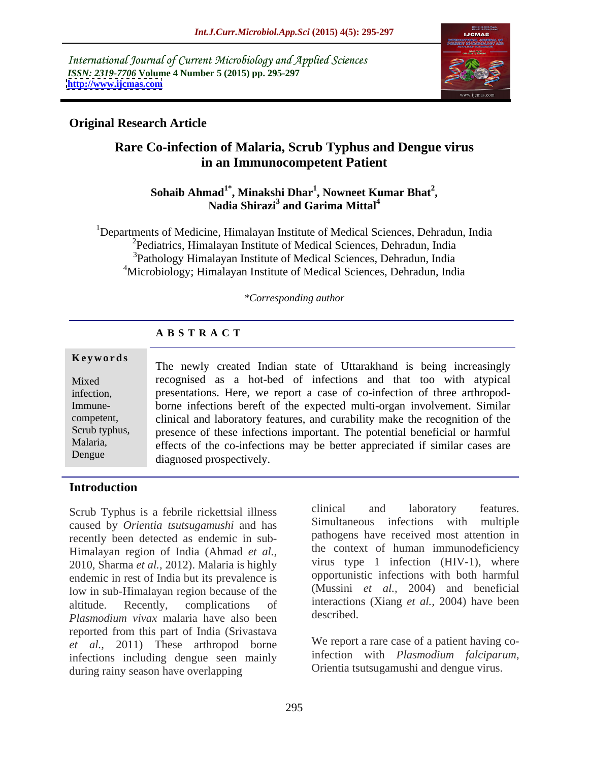International Journal of Current Microbiology and Applied Sciences
*ISSN: 2319-7706* **Volume 4 Number 5 (2015) pp. 295-297**
**http://www.ijcmas.com**

**Original Research Article**

# Rare Co-infection of Malaria, Scrub Typhus and Dengue virus in an Immunocompetent Patient

**Sohaib Ahmad[1*], Minakshi Dhar[1], Nowneet Kumar Bhat[2], Nadia Shirazi[3] and Garima Mittal[4]**

[1]Departments of Medicine, Himalayan Institute of Medical Sciences, Dehradun, India
[2]Pediatrics, Himalayan Institute of Medical Sciences, Dehradun, India
[3]Pathology Himalayan Institute of Medical Sciences, Dehradun, India
[4]Microbiology; Himalayan Institute of Medical Sciences, Dehradun, India

*\*Corresponding author*

## ABSTRACT

**Keywords**

Mixed infection, Immune-competent, Scrub typhus, Malaria, Dengue

The newly created Indian state of Uttarakhand is being increasingly recognised as a hot-bed of infections and that too with atypical presentations. Here, we report a case of co-infection of three arthropod-borne infections bereft of the expected multi-organ involvement. Similar clinical and laboratory features, and curability make the recognition of the presence of these infections important. The potential beneficial or harmful effects of the co-infections may be better appreciated if similar cases are diagnosed prospectively.

## Introduction

Scrub Typhus is a febrile rickettsial illness caused by *Orientia tsutsugamushi* and has recently been detected as endemic in sub-Himalayan region of India (Ahmad *et al.,* 2010, Sharma *et al.,* 2012). Malaria is highly endemic in rest of India but its prevalence is low in sub-Himalayan region because of the altitude. Recently, complications of *Plasmodium vivax* malaria have also been reported from this part of India (Srivastava *et al.,* 2011) These arthropod borne infections including dengue seen mainly during rainy season have overlapping clinical and laboratory features. Simultaneous infections with multiple pathogens have received most attention in the context of human immunodeficiency virus type 1 infection (HIV-1), where opportunistic infections with both harmful (Mussini *et al.,* 2004) and beneficial interactions (Xiang *et al.,* 2004) have been described.

We report a rare case of a patient having co-infection with *Plasmodium falciparum*, Orientia tsutsugamushi and dengue virus.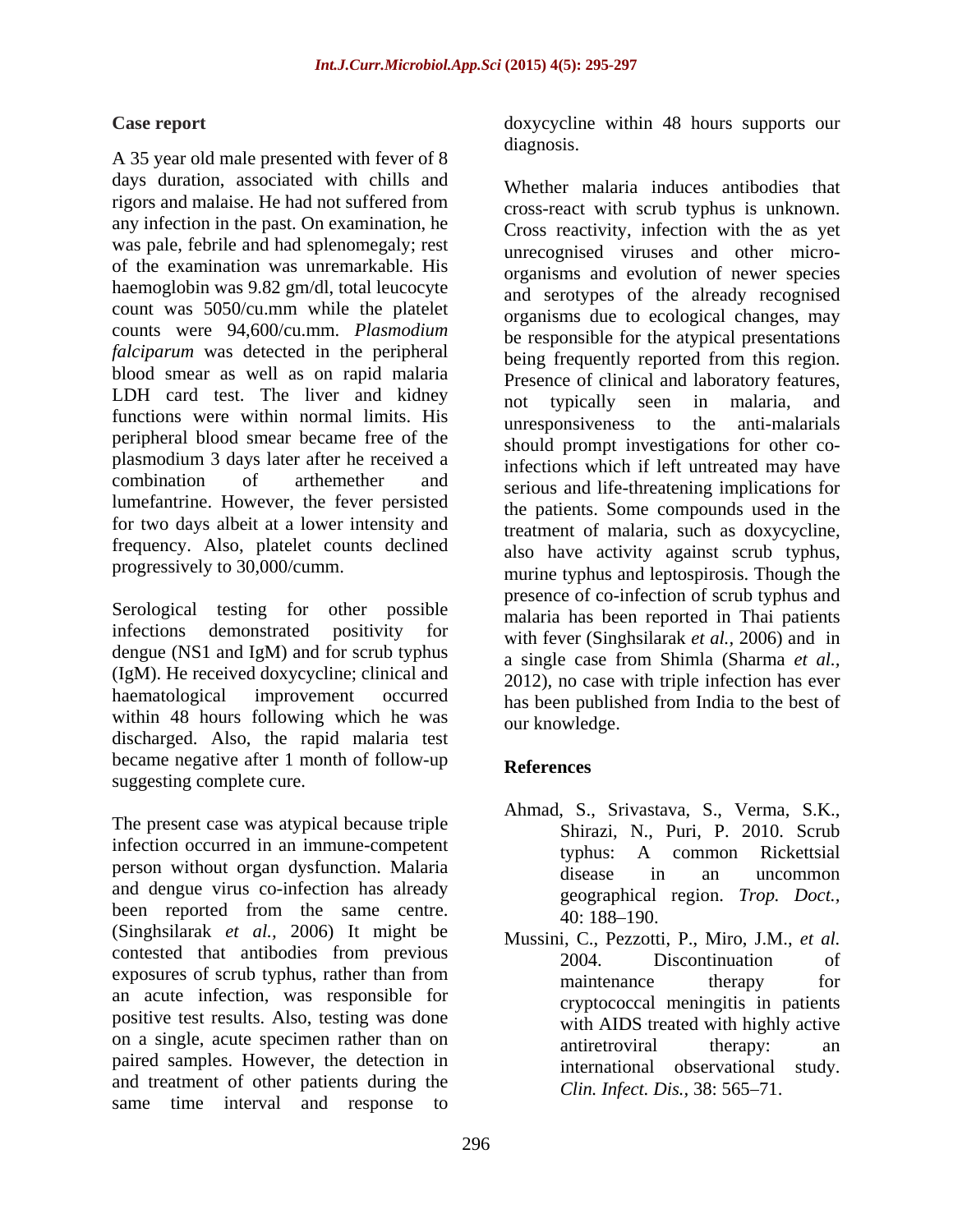## Case report

A 35 year old male presented with fever of 8 days duration, associated with chills and rigors and malaise. He had not suffered from any infection in the past. On examination, he was pale, febrile and had splenomegaly; rest of the examination was unremarkable. His haemoglobin was 9.82 gm/dl, total leucocyte count was 5050/cu.mm while the platelet counts were 94,600/cu.mm. *Plasmodium falciparum* was detected in the peripheral blood smear as well as on rapid malaria LDH card test. The liver and kidney functions were within normal limits. His peripheral blood smear became free of the plasmodium 3 days later after he received a combination of arthemether and lumefantrine. However, the fever persisted for two days albeit at a lower intensity and frequency. Also, platelet counts declined progressively to 30,000/cumm.

Serological testing for other possible infections demonstrated positivity for dengue (NS1 and IgM) and for scrub typhus (IgM). He received doxycycline; clinical and haematological improvement occurred within 48 hours following which he was discharged. Also, the rapid malaria test became negative after 1 month of follow-up suggesting complete cure.

The present case was atypical because triple infection occurred in an immune-competent person without organ dysfunction. Malaria and dengue virus co-infection has already been reported from the same centre. (Singhsilarak *et al.,* 2006) It might be contested that antibodies from previous exposures of scrub typhus, rather than from an acute infection, was responsible for positive test results. Also, testing was done on a single, acute specimen rather than on paired samples. However, the detection in and treatment of other patients during the same time interval and response to doxycycline within 48 hours supports our diagnosis.

Whether malaria induces antibodies that cross-react with scrub typhus is unknown. Cross reactivity, infection with the as yet unrecognised viruses and other micro-organisms and evolution of newer species and serotypes of the already recognised organisms due to ecological changes, may be responsible for the atypical presentations being frequently reported from this region. Presence of clinical and laboratory features, not typically seen in malaria, and unresponsiveness to the anti-malarials should prompt investigations for other co-infections which if left untreated may have serious and life-threatening implications for the patients. Some compounds used in the treatment of malaria, such as doxycycline, also have activity against scrub typhus, murine typhus and leptospirosis. Though the presence of co-infection of scrub typhus and malaria has been reported in Thai patients with fever (Singhsilarak *et al.,* 2006) and in a single case from Shimla (Sharma *et al.,* 2012), no case with triple infection has ever has been published from India to the best of our knowledge.

## References

Ahmad, S., Srivastava, S., Verma, S.K., Shirazi, N., Puri, P. 2010. Scrub typhus: A common Rickettsial disease in an uncommon geographical region. *Trop. Doct.,* 40: 188–190.

Mussini, C., Pezzotti, P., Miro, J.M., *et al.* 2004. Discontinuation of maintenance therapy for cryptococcal meningitis in patients with AIDS treated with highly active antiretroviral therapy: an international observational study. *Clin. Infect. Dis.,* 38: 565–71.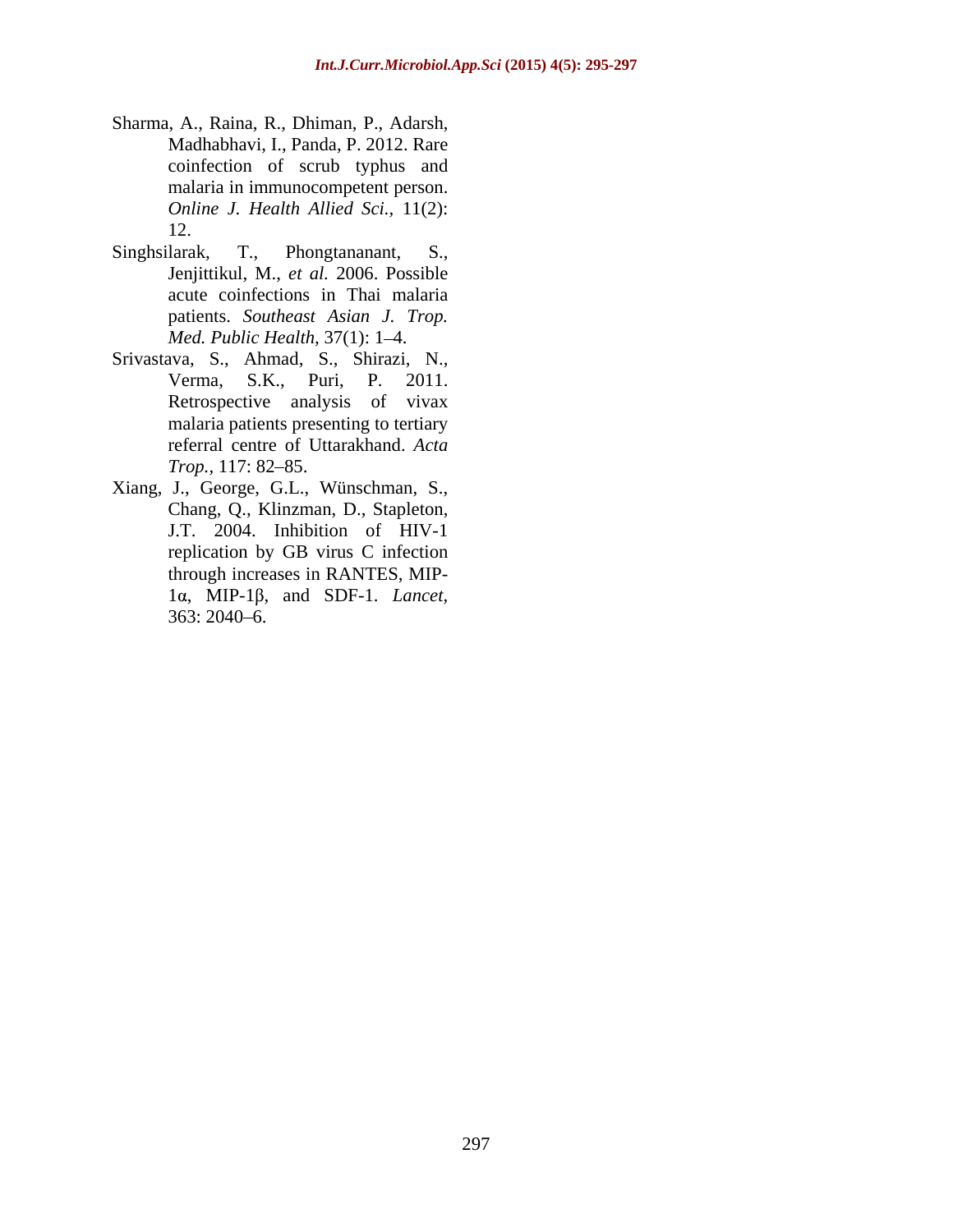Sharma, A., Raina, R., Dhiman, P., Adarsh, Madhabhavi, I., Panda, P. 2012. Rare coinfection of scrub typhus and malaria in immunocompetent person. *Online J. Health Allied Sci.,* 11(2): 12.

Singhsilarak, T., Phongtananant, S., Jenjittikul, M., *et al.* 2006. Possible acute coinfections in Thai malaria patients. *Southeast Asian J. Trop. Med. Public Health,* 37(1): 1–4.

Srivastava, S., Ahmad, S., Shirazi, N., Verma, S.K., Puri, P. 2011. Retrospective analysis of vivax malaria patients presenting to tertiary referral centre of Uttarakhand. *Acta Trop.,* 117: 82–85.

Xiang, J., George, G.L., Wünschman, S., Chang, Q., Klinzman, D., Stapleton, J.T. 2004. Inhibition of HIV-1 replication by GB virus C infection through increases in RANTES, MIP-1α, MIP-1β, and SDF-1. *Lancet,* 363: 2040–6.